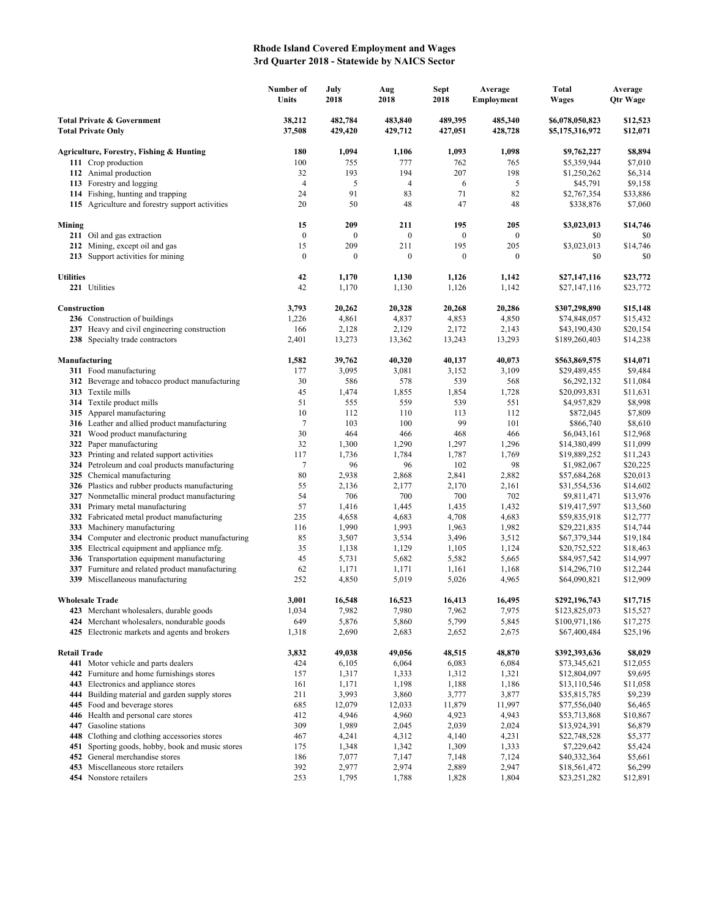# Rhode Island Covered Employment and Wages
## 3rd Quarter 2018 - Statewide by NAICS Sector

| | Number of Units | July 2018 | Aug 2018 | Sept 2018 | Average Employment | Total Wages | Average Qtr Wage |
|---|---|---|---|---|---|---|---|
| **Total Private & Government** | **38,212** | **482,784** | **483,840** | **489,395** | **485,340** | **$6,078,050,823** | **$12,523** |
| **Total Private Only** | **37,508** | **429,420** | **429,712** | **427,051** | **428,728** | **$5,175,316,972** | **$12,071** |
| | | | | | | | |
| **Agriculture, Forestry, Fishing & Hunting** | **180** | **1,094** | **1,106** | **1,093** | **1,098** | **$9,762,227** | **$8,894** |
| **111** Crop production | 100 | 755 | 777 | 762 | 765 | $5,359,944 | $7,010 |
| **112** Animal production | 32 | 193 | 194 | 207 | 198 | $1,250,262 | $6,314 |
| **113** Forestry and logging | 4 | 5 | 4 | 6 | 5 | $45,791 | $9,158 |
| **114** Fishing, hunting and trapping | 24 | 91 | 83 | 71 | 82 | $2,767,354 | $33,886 |
| **115** Agriculture and forestry support activities | 20 | 50 | 48 | 47 | 48 | $338,876 | $7,060 |
| | | | | | | | |
| **Mining** | **15** | **209** | **211** | **195** | **205** | **$3,023,013** | **$14,746** |
| **211** Oil and gas extraction | 0 | 0 | 0 | 0 | 0 | $0 | $0 |
| **212** Mining, except oil and gas | 15 | 209 | 211 | 195 | 205 | $3,023,013 | $14,746 |
| **213** Support activities for mining | 0 | 0 | 0 | 0 | 0 | $0 | $0 |
| | | | | | | | |
| **Utilities** | **42** | **1,170** | **1,130** | **1,126** | **1,142** | **$27,147,116** | **$23,772** |
| **221** Utilities | 42 | 1,170 | 1,130 | 1,126 | 1,142 | $27,147,116 | $23,772 |
| | | | | | | | |
| **Construction** | **3,793** | **20,262** | **20,328** | **20,268** | **20,286** | **$307,298,890** | **$15,148** |
| **236** Construction of buildings | 1,226 | 4,861 | 4,837 | 4,853 | 4,850 | $74,848,057 | $15,432 |
| **237** Heavy and civil engineering construction | 166 | 2,128 | 2,129 | 2,172 | 2,143 | $43,190,430 | $20,154 |
| **238** Specialty trade contractors | 2,401 | 13,273 | 13,362 | 13,243 | 13,293 | $189,260,403 | $14,238 |
| | | | | | | | |
| **Manufacturing** | **1,582** | **39,762** | **40,320** | **40,137** | **40,073** | **$563,869,575** | **$14,071** |
| **311** Food manufacturing | 177 | 3,095 | 3,081 | 3,152 | 3,109 | $29,489,455 | $9,484 |
| **312** Beverage and tobacco product manufacturing | 30 | 586 | 578 | 539 | 568 | $6,292,132 | $11,084 |
| **313** Textile mills | 45 | 1,474 | 1,855 | 1,854 | 1,728 | $20,093,831 | $11,631 |
| **314** Textile product mills | 51 | 555 | 559 | 539 | 551 | $4,957,829 | $8,998 |
| **315** Apparel manufacturing | 10 | 112 | 110 | 113 | 112 | $872,045 | $7,809 |
| **316** Leather and allied product manufacturing | 7 | 103 | 100 | 99 | 101 | $866,740 | $8,610 |
| **321** Wood product manufacturing | 30 | 464 | 466 | 468 | 466 | $6,043,161 | $12,968 |
| **322** Paper manufacturing | 32 | 1,300 | 1,290 | 1,297 | 1,296 | $14,380,499 | $11,099 |
| **323** Printing and related support activities | 117 | 1,736 | 1,784 | 1,787 | 1,769 | $19,889,252 | $11,243 |
| **324** Petroleum and coal products manufacturing | 7 | 96 | 96 | 102 | 98 | $1,982,067 | $20,225 |
| **325** Chemical manufacturing | 80 | 2,938 | 2,868 | 2,841 | 2,882 | $57,684,268 | $20,013 |
| **326** Plastics and rubber products manufacturing | 55 | 2,136 | 2,177 | 2,170 | 2,161 | $31,554,536 | $14,602 |
| **327** Nonmetallic mineral product manufacturing | 54 | 706 | 700 | 700 | 702 | $9,811,471 | $13,976 |
| **331** Primary metal manufacturing | 57 | 1,416 | 1,445 | 1,435 | 1,432 | $19,417,597 | $13,560 |
| **332** Fabricated metal product manufacturing | 235 | 4,658 | 4,683 | 4,708 | 4,683 | $59,835,918 | $12,777 |
| **333** Machinery manufacturing | 116 | 1,990 | 1,993 | 1,963 | 1,982 | $29,221,835 | $14,744 |
| **334** Computer and electronic product manufacturing | 85 | 3,507 | 3,534 | 3,496 | 3,512 | $67,379,344 | $19,184 |
| **335** Electrical equipment and appliance mfg. | 35 | 1,138 | 1,129 | 1,105 | 1,124 | $20,752,522 | $18,463 |
| **336** Transportation equipment manufacturing | 45 | 5,731 | 5,682 | 5,582 | 5,665 | $84,957,542 | $14,997 |
| **337** Furniture and related product manufacturing | 62 | 1,171 | 1,171 | 1,161 | 1,168 | $14,296,710 | $12,244 |
| **339** Miscellaneous manufacturing | 252 | 4,850 | 5,019 | 5,026 | 4,965 | $64,090,821 | $12,909 |
| | | | | | | | |
| **Wholesale Trade** | **3,001** | **16,548** | **16,523** | **16,413** | **16,495** | **$292,196,743** | **$17,715** |
| **423** Merchant wholesalers, durable goods | 1,034 | 7,982 | 7,980 | 7,962 | 7,975 | $123,825,073 | $15,527 |
| **424** Merchant wholesalers, nondurable goods | 649 | 5,876 | 5,860 | 5,799 | 5,845 | $100,971,186 | $17,275 |
| **425** Electronic markets and agents and brokers | 1,318 | 2,690 | 2,683 | 2,652 | 2,675 | $67,400,484 | $25,196 |
| | | | | | | | |
| **Retail Trade** | **3,832** | **49,038** | **49,056** | **48,515** | **48,870** | **$392,393,636** | **$8,029** |
| **441** Motor vehicle and parts dealers | 424 | 6,105 | 6,064 | 6,083 | 6,084 | $73,345,621 | $12,055 |
| **442** Furniture and home furnishings stores | 157 | 1,317 | 1,333 | 1,312 | 1,321 | $12,804,097 | $9,695 |
| **443** Electronics and appliance stores | 161 | 1,171 | 1,198 | 1,188 | 1,186 | $13,110,546 | $11,058 |
| **444** Building material and garden supply stores | 211 | 3,993 | 3,860 | 3,777 | 3,877 | $35,815,785 | $9,239 |
| **445** Food and beverage stores | 685 | 12,079 | 12,033 | 11,879 | 11,997 | $77,556,040 | $6,465 |
| **446** Health and personal care stores | 412 | 4,946 | 4,960 | 4,923 | 4,943 | $53,713,868 | $10,867 |
| **447** Gasoline stations | 309 | 1,989 | 2,045 | 2,039 | 2,024 | $13,924,391 | $6,879 |
| **448** Clothing and clothing accessories stores | 467 | 4,241 | 4,312 | 4,140 | 4,231 | $22,748,528 | $5,377 |
| **451** Sporting goods, hobby, book and music stores | 175 | 1,348 | 1,342 | 1,309 | 1,333 | $7,229,642 | $5,424 |
| **452** General merchandise stores | 186 | 7,077 | 7,147 | 7,148 | 7,124 | $40,332,364 | $5,661 |
| **453** Miscellaneous store retailers | 392 | 2,977 | 2,974 | 2,889 | 2,947 | $18,561,472 | $6,299 |
| **454** Nonstore retailers | 253 | 1,795 | 1,788 | 1,828 | 1,804 | $23,251,282 | $12,891 |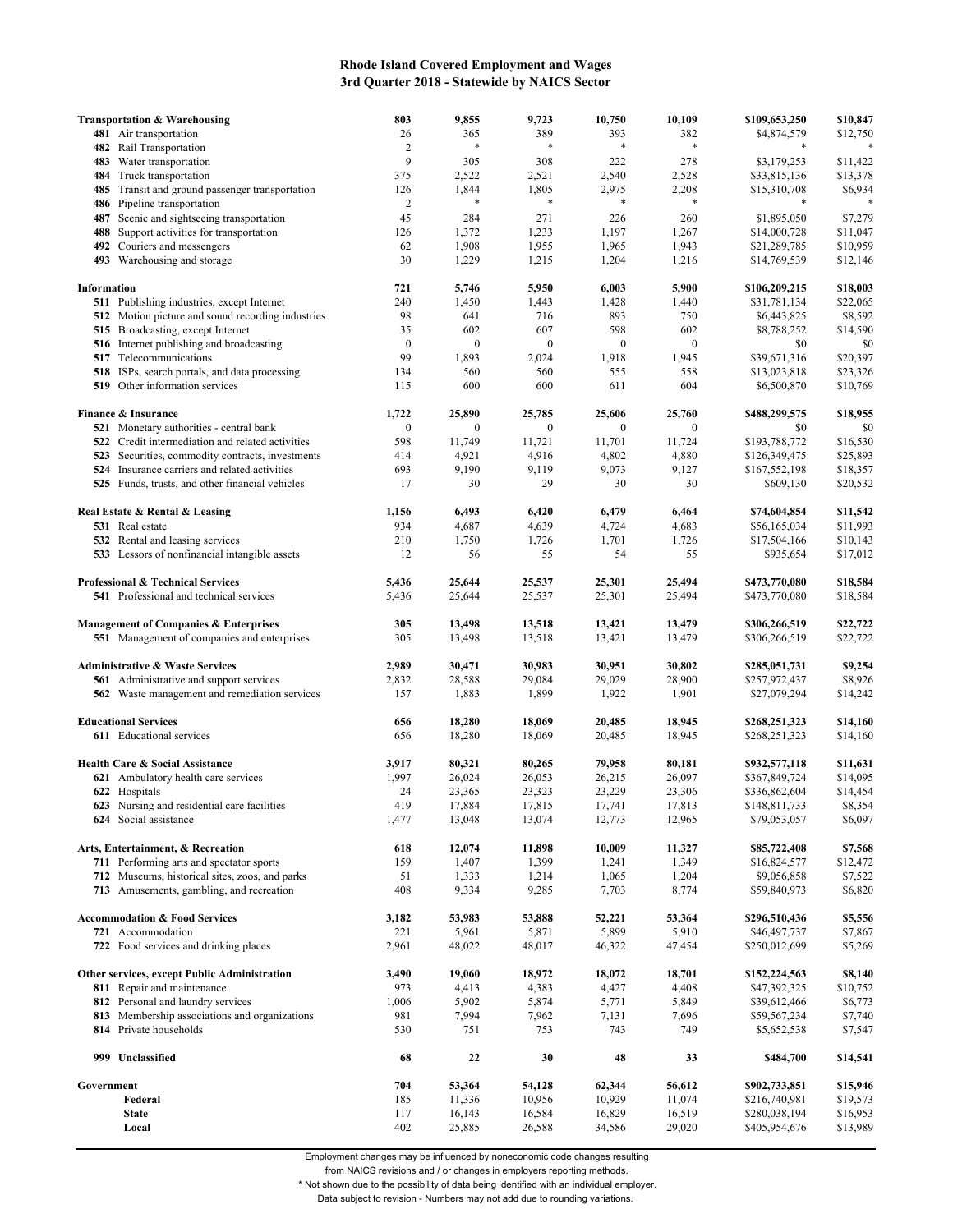# Rhode Island Covered Employment and Wages
## 3rd Quarter 2018 - Statewide by NAICS Sector

| | | | | | | | |
|---|---|---|---|---|---|---|---|
| **Transportation & Warehousing** | **803** | **9,855** | **9,723** | **10,750** | **10,109** | **$109,653,250** | **$10,847** |
| 481 Air transportation | 26 | 365 | 389 | 393 | 382 | $4,874,579 | $12,750 |
| 482 Rail Transportation | 2 | * | * | * | * | * | * |
| 483 Water transportation | 9 | 305 | 308 | 222 | 278 | $3,179,253 | $11,422 |
| 484 Truck transportation | 375 | 2,522 | 2,521 | 2,540 | 2,528 | $33,815,136 | $13,378 |
| 485 Transit and ground passenger transportation | 126 | 1,844 | 1,805 | 2,975 | 2,208 | $15,310,708 | $6,934 |
| 486 Pipeline transportation | 2 | * | * | * | * | * | * |
| 487 Scenic and sightseeing transportation | 45 | 284 | 271 | 226 | 260 | $1,895,050 | $7,279 |
| 488 Support activities for transportation | 126 | 1,372 | 1,233 | 1,197 | 1,267 | $14,000,728 | $11,047 |
| 492 Couriers and messengers | 62 | 1,908 | 1,955 | 1,965 | 1,943 | $21,289,785 | $10,959 |
| 493 Warehousing and storage | 30 | 1,229 | 1,215 | 1,204 | 1,216 | $14,769,539 | $12,146 |
| **Information** | **721** | **5,746** | **5,950** | **6,003** | **5,900** | **$106,209,215** | **$18,003** |
| 511 Publishing industries, except Internet | 240 | 1,450 | 1,443 | 1,428 | 1,440 | $31,781,134 | $22,065 |
| 512 Motion picture and sound recording industries | 98 | 641 | 716 | 893 | 750 | $6,443,825 | $8,592 |
| 515 Broadcasting, except Internet | 35 | 602 | 607 | 598 | 602 | $8,788,252 | $14,590 |
| 516 Internet publishing and broadcasting | 0 | 0 | 0 | 0 | 0 | $0 | $0 |
| 517 Telecommunications | 99 | 1,893 | 2,024 | 1,918 | 1,945 | $39,671,316 | $20,397 |
| 518 ISPs, search portals, and data processing | 134 | 560 | 560 | 555 | 558 | $13,023,818 | $23,326 |
| 519 Other information services | 115 | 600 | 600 | 611 | 604 | $6,500,870 | $10,769 |
| **Finance & Insurance** | **1,722** | **25,890** | **25,785** | **25,606** | **25,760** | **$488,299,575** | **$18,955** |
| 521 Monetary authorities - central bank | 0 | 0 | 0 | 0 | 0 | $0 | $0 |
| 522 Credit intermediation and related activities | 598 | 11,749 | 11,721 | 11,701 | 11,724 | $193,788,772 | $16,530 |
| 523 Securities, commodity contracts, investments | 414 | 4,921 | 4,916 | 4,802 | 4,880 | $126,349,475 | $25,893 |
| 524 Insurance carriers and related activities | 693 | 9,190 | 9,119 | 9,073 | 9,127 | $167,552,198 | $18,357 |
| 525 Funds, trusts, and other financial vehicles | 17 | 30 | 29 | 30 | 30 | $609,130 | $20,532 |
| **Real Estate & Rental & Leasing** | **1,156** | **6,493** | **6,420** | **6,479** | **6,464** | **$74,604,854** | **$11,542** |
| 531 Real estate | 934 | 4,687 | 4,639 | 4,724 | 4,683 | $56,165,034 | $11,993 |
| 532 Rental and leasing services | 210 | 1,750 | 1,726 | 1,701 | 1,726 | $17,504,166 | $10,143 |
| 533 Lessors of nonfinancial intangible assets | 12 | 56 | 55 | 54 | 55 | $935,654 | $17,012 |
| **Professional & Technical Services** | **5,436** | **25,644** | **25,537** | **25,301** | **25,494** | **$473,770,080** | **$18,584** |
| 541 Professional and technical services | 5,436 | 25,644 | 25,537 | 25,301 | 25,494 | $473,770,080 | $18,584 |
| **Management of Companies & Enterprises** | **305** | **13,498** | **13,518** | **13,421** | **13,479** | **$306,266,519** | **$22,722** |
| 551 Management of companies and enterprises | 305 | 13,498 | 13,518 | 13,421 | 13,479 | $306,266,519 | $22,722 |
| **Administrative & Waste Services** | **2,989** | **30,471** | **30,983** | **30,951** | **30,802** | **$285,051,731** | **$9,254** |
| 561 Administrative and support services | 2,832 | 28,588 | 29,084 | 29,029 | 28,900 | $257,972,437 | $8,926 |
| 562 Waste management and remediation services | 157 | 1,883 | 1,899 | 1,922 | 1,901 | $27,079,294 | $14,242 |
| **Educational Services** | **656** | **18,280** | **18,069** | **20,485** | **18,945** | **$268,251,323** | **$14,160** |
| 611 Educational services | 656 | 18,280 | 18,069 | 20,485 | 18,945 | $268,251,323 | $14,160 |
| **Health Care & Social Assistance** | **3,917** | **80,321** | **80,265** | **79,958** | **80,181** | **$932,577,118** | **$11,631** |
| 621 Ambulatory health care services | 1,997 | 26,024 | 26,053 | 26,215 | 26,097 | $367,849,724 | $14,095 |
| 622 Hospitals | 24 | 23,365 | 23,323 | 23,229 | 23,306 | $336,862,604 | $14,454 |
| 623 Nursing and residential care facilities | 419 | 17,884 | 17,815 | 17,741 | 17,813 | $148,811,733 | $8,354 |
| 624 Social assistance | 1,477 | 13,048 | 13,074 | 12,773 | 12,965 | $79,053,057 | $6,097 |
| **Arts, Entertainment, & Recreation** | **618** | **12,074** | **11,898** | **10,009** | **11,327** | **$85,722,408** | **$7,568** |
| 711 Performing arts and spectator sports | 159 | 1,407 | 1,399 | 1,241 | 1,349 | $16,824,577 | $12,472 |
| 712 Museums, historical sites, zoos, and parks | 51 | 1,333 | 1,214 | 1,065 | 1,204 | $9,056,858 | $7,522 |
| 713 Amusements, gambling, and recreation | 408 | 9,334 | 9,285 | 7,703 | 8,774 | $59,840,973 | $6,820 |
| **Accommodation & Food Services** | **3,182** | **53,983** | **53,888** | **52,221** | **53,364** | **$296,510,436** | **$5,556** |
| 721 Accommodation | 221 | 5,961 | 5,871 | 5,899 | 5,910 | $46,497,737 | $7,867 |
| 722 Food services and drinking places | 2,961 | 48,022 | 48,017 | 46,322 | 47,454 | $250,012,699 | $5,269 |
| **Other services, except Public Administration** | **3,490** | **19,060** | **18,972** | **18,072** | **18,701** | **$152,224,563** | **$8,140** |
| 811 Repair and maintenance | 973 | 4,413 | 4,383 | 4,427 | 4,408 | $47,392,325 | $10,752 |
| 812 Personal and laundry services | 1,006 | 5,902 | 5,874 | 5,771 | 5,849 | $39,612,466 | $6,773 |
| 813 Membership associations and organizations | 981 | 7,994 | 7,962 | 7,131 | 7,696 | $59,567,234 | $7,740 |
| 814 Private households | 530 | 751 | 753 | 743 | 749 | $5,652,538 | $7,547 |
| **999 Unclassified** | **68** | **22** | **30** | **48** | **33** | **$484,700** | **$14,541** |
| **Government** | **704** | **53,364** | **54,128** | **62,344** | **56,612** | **$902,733,851** | **$15,946** |
| **Federal** | 185 | 11,336 | 10,956 | 10,929 | 11,074 | $216,740,981 | $19,573 |
| **State** | 117 | 16,143 | 16,584 | 16,829 | 16,519 | $280,038,194 | $16,953 |
| **Local** | 402 | 25,885 | 26,588 | 34,586 | 29,020 | $405,954,676 | $13,989 |

Employment changes may be influenced by noneconomic code changes resulting from NAICS revisions and / or changes in employers reporting methods.

* Not shown due to the possibility of data being identified with an individual employer.

Data subject to revision - Numbers may not add due to rounding variations.